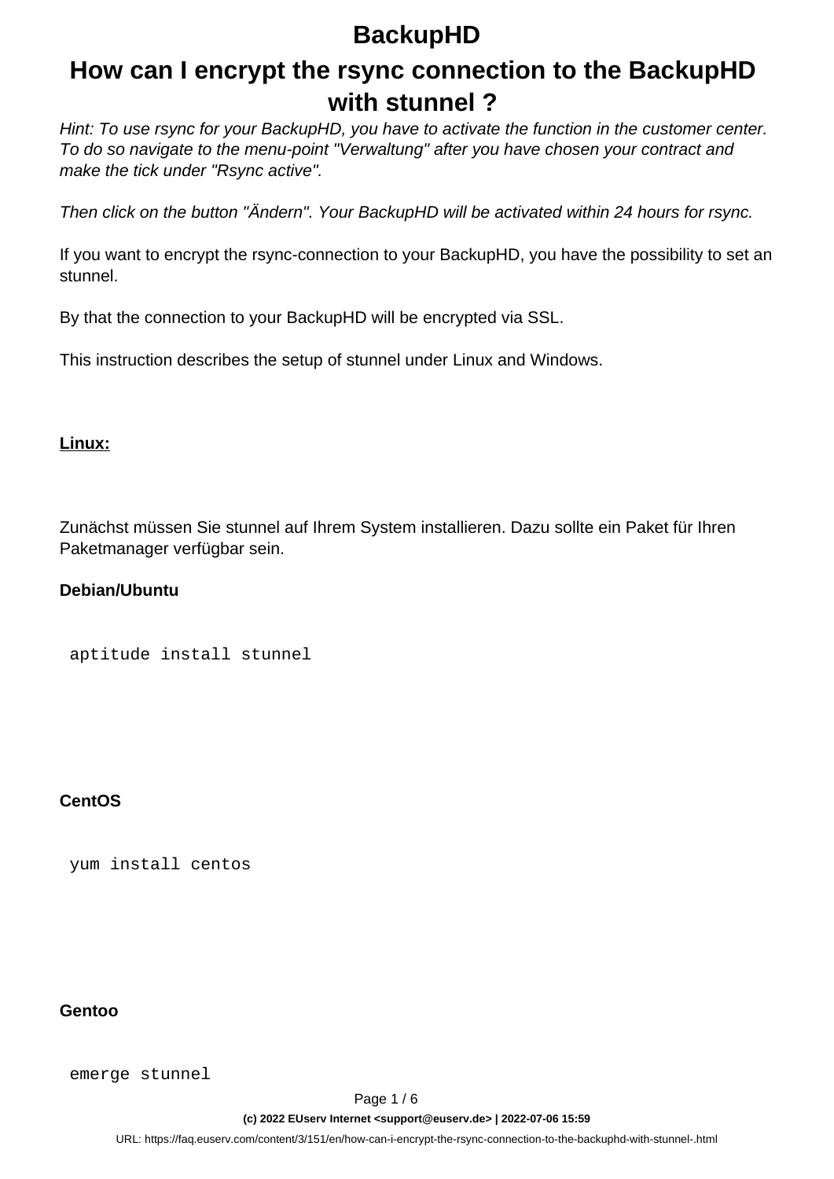# BackupHD

## How can I encrypt the rsync connection to the BackupHD with stunnel ?

*Hint: To use rsync for your BackupHD, you have to activate the function in the customer center. To do so navigate to the menu-point "Verwaltung" after you have chosen your contract and make the tick under "Rsync active".*

*Then click on the button "Ändern". Your BackupHD will be activated within 24 hours for rsync.*

If you want to encrypt the rsync-connection to your BackupHD, you have the possibility to set an stunnel.

By that the connection to your BackupHD will be encrypted via SSL.

This instruction describes the setup of stunnel under Linux and Windows.

**Linux:**

Zunächst müssen Sie stunnel auf Ihrem System installieren. Dazu sollte ein Paket für Ihren Paketmanager verfügbar sein.

**Debian/Ubuntu**

```
aptitude install stunnel
```

**CentOS**

```
yum install centos
```

**Gentoo**

```
emerge stunnel
```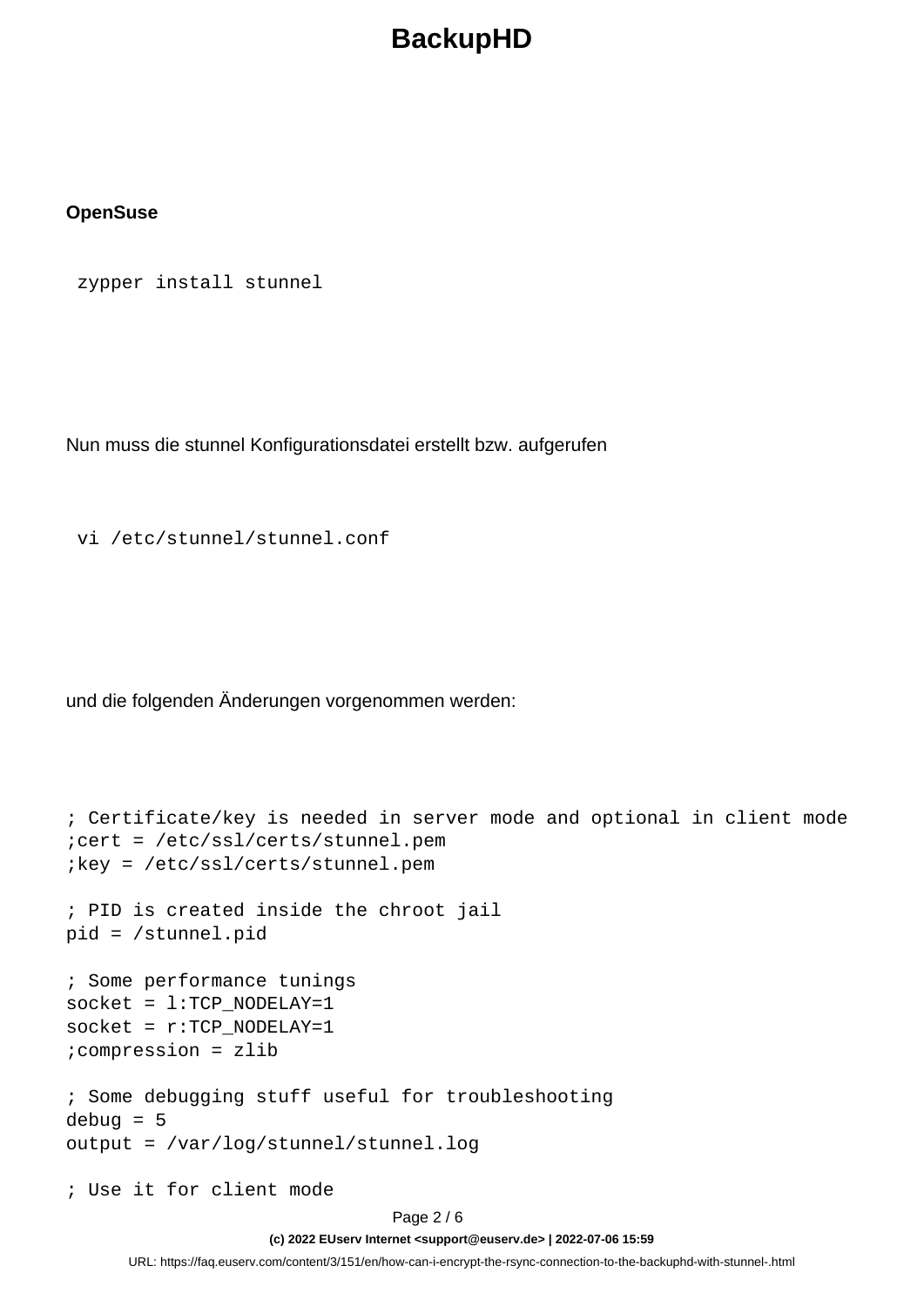**OpenSuse**

```
zypper install stunnel
```

Nun muss die stunnel Konfigurationsdatei erstellt bzw. aufgerufen

```
vi /etc/stunnel/stunnel.conf
```

und die folgenden Änderungen vorgenommen werden:

```
; Certificate/key is needed in server mode and optional in client mode
;cert = /etc/ssl/certs/stunnel.pem
;key = /etc/ssl/certs/stunnel.pem

; PID is created inside the chroot jail
pid = /stunnel.pid

; Some performance tunings
socket = l:TCP_NODELAY=1
socket = r:TCP_NODELAY=1
;compression = zlib

; Some debugging stuff useful for troubleshooting
debug = 5
output = /var/log/stunnel/stunnel.log

; Use it for client mode
```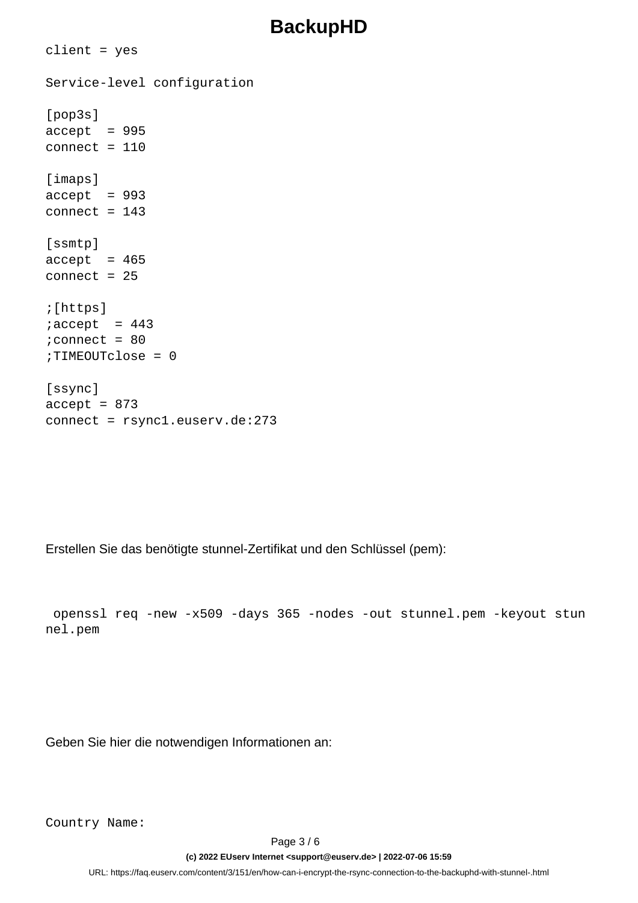```
client = yes

Service-level configuration

[pop3s]
accept  = 995
connect = 110

[imaps]
accept  = 993
connect = 143

[ssmtp]
accept  = 465
connect = 25

;[https]
;accept  = 443
;connect = 80
;TIMEOUTclose = 0

[ssync]
accept = 873
connect = rsync1.euserv.de:273
```

Erstellen Sie das benötigte stunnel-Zertifikat und den Schlüssel (pem):

```
 openssl req -new -x509 -days 365 -nodes -out stunnel.pem -keyout stunnel.pem
```

Geben Sie hier die notwendigen Informationen an:

```
Country Name:
```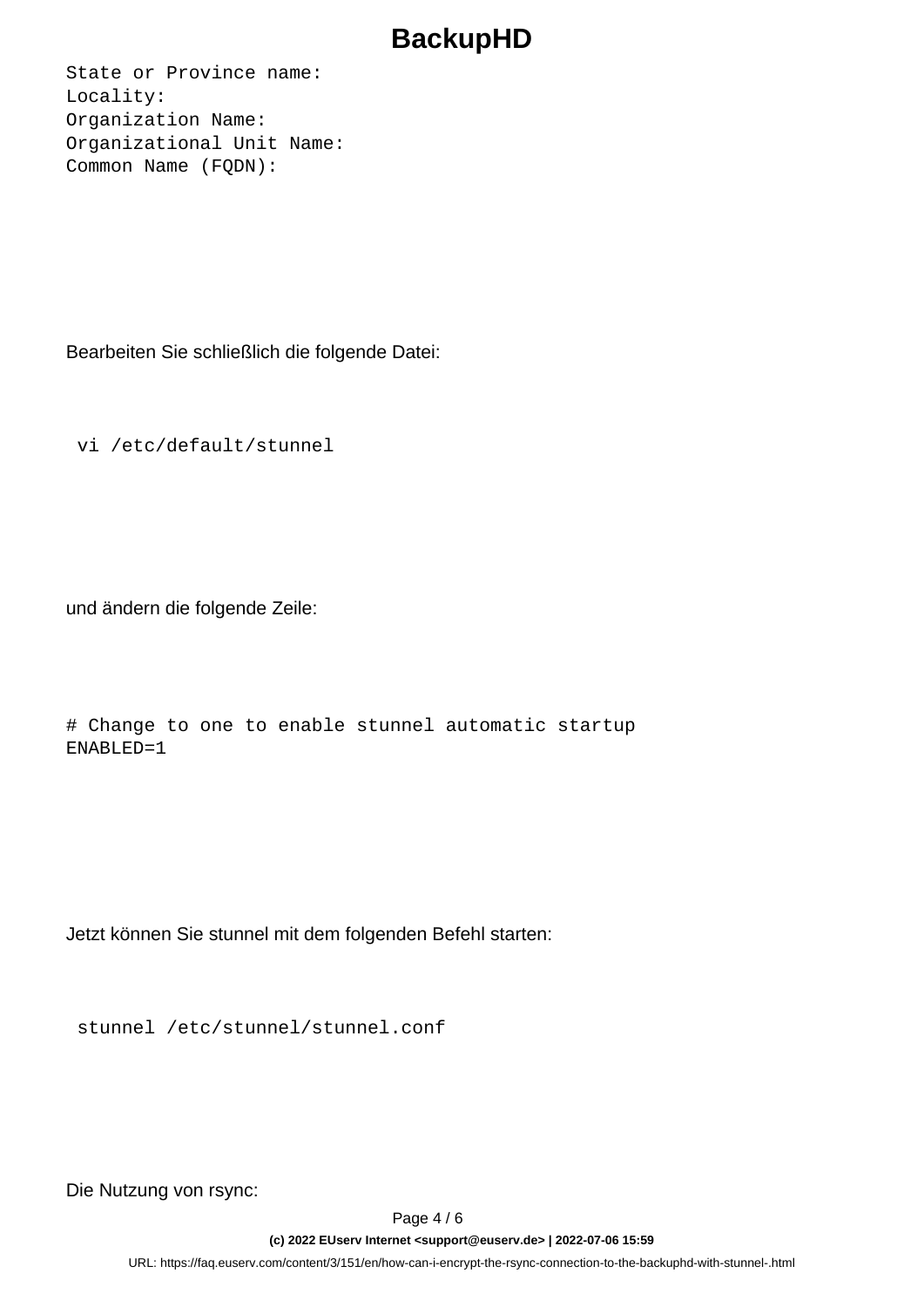```
State or Province name:
Locality:
Organization Name:
Organizational Unit Name:
Common Name (FQDN):
```

Bearbeiten Sie schließlich die folgende Datei:

```
vi /etc/default/stunnel
```

und ändern die folgende Zeile:

```
# Change to one to enable stunnel automatic startup
ENABLED=1
```

Jetzt können Sie stunnel mit dem folgenden Befehl starten:

```
stunnel /etc/stunnel/stunnel.conf
```

Die Nutzung von rsync: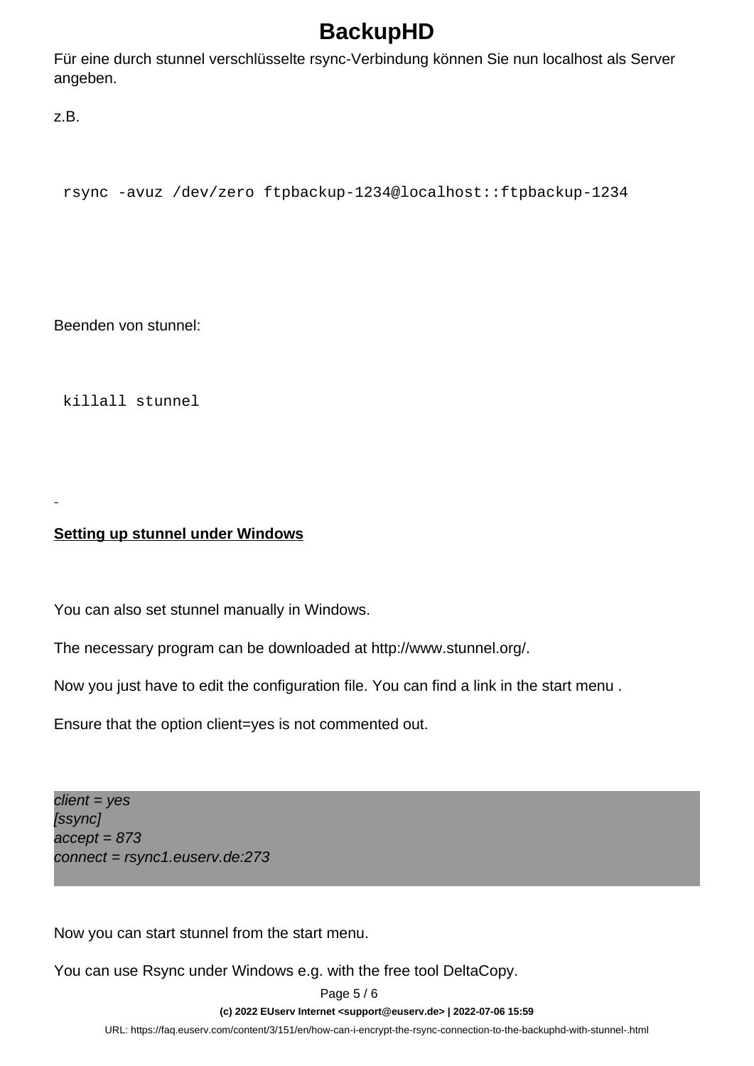Für eine durch stunnel verschlüsselte rsync-Verbindung können Sie nun localhost als Server angeben.

z.B.

```
rsync -avuz /dev/zero ftpbackup-1234@localhost::ftpbackup-1234
```

Beenden von stunnel:

```
killall stunnel
```

**Setting up stunnel under Windows**

You can also set stunnel manually in Windows.

The necessary program can be downloaded at http://www.stunnel.org/.

Now you just have to edit the configuration file. You can find a link in the start menu .

Ensure that the option client=yes is not commented out.

```
client = yes
[ssync]
accept = 873
connect = rsync1.euserv.de:273
```

Now you can start stunnel from the start menu.

You can use Rsync under Windows e.g. with the free tool DeltaCopy.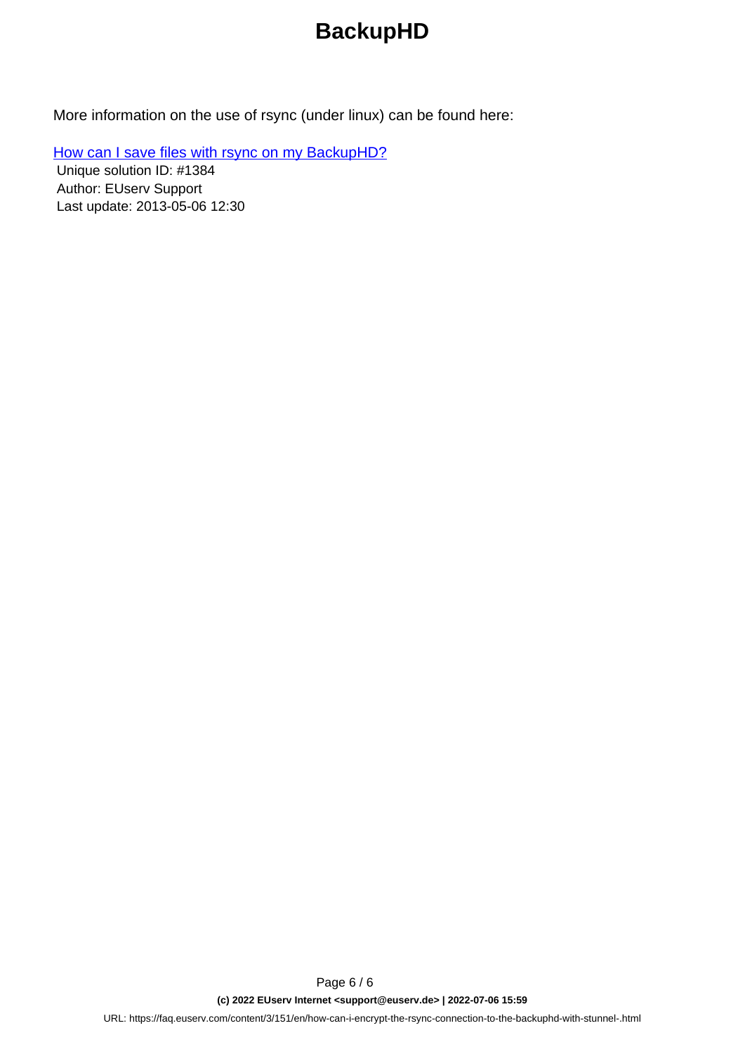More information on the use of rsync (under linux) can be found here:

[How can I save files with rsync on my BackupHD?]

Unique solution ID: #1384
Author: EUserv Support
Last update: 2013-05-06 12:30